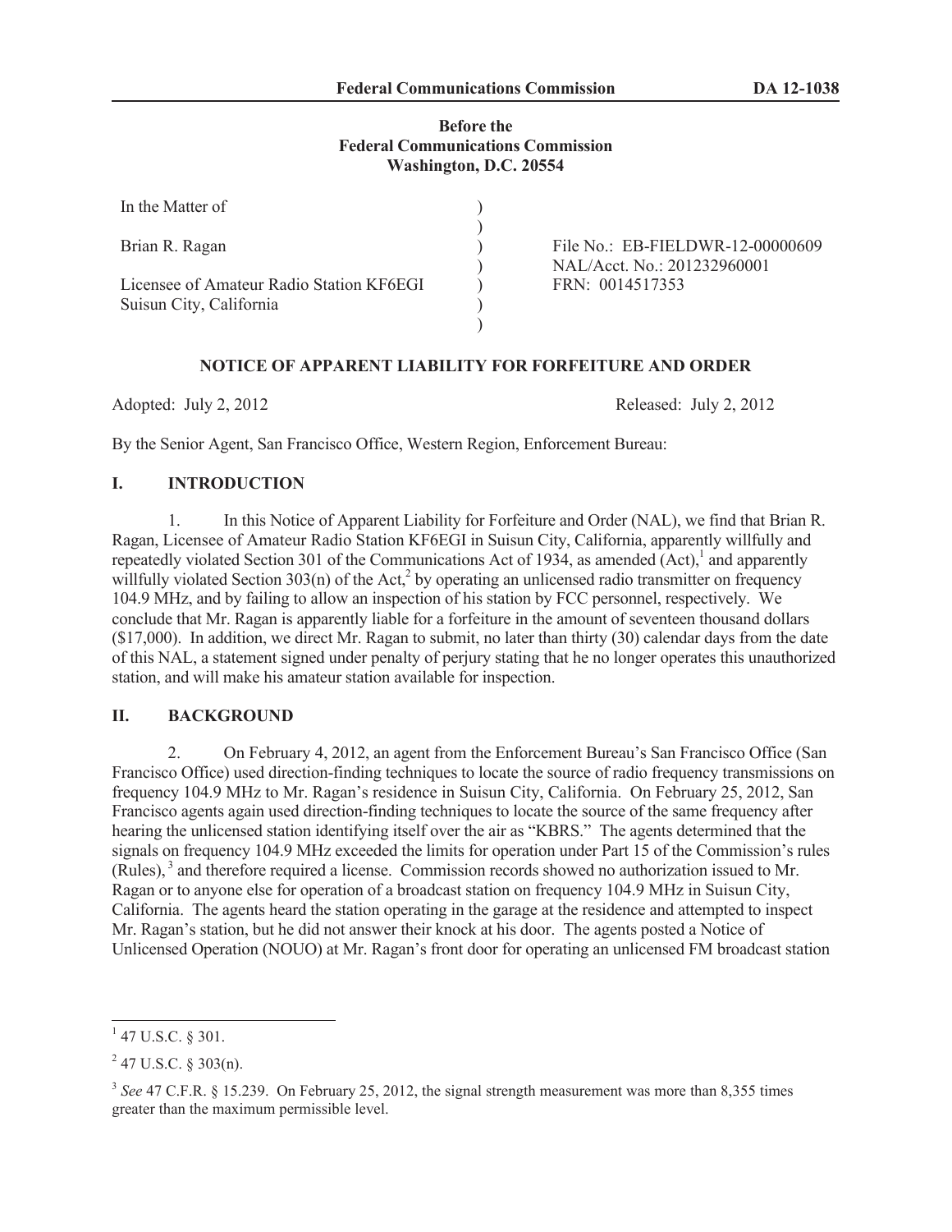**Federal Communications Commission** **DA 12-1038**

**Before the**
**Federal Communications Commission**
**Washington, D.C. 20554**

| | | |
|---|---|---|
| In the Matter of | ) | |
| | ) | |
| Brian R. Ragan | ) | File No.: EB-FIELDWR-12-00000609 |
| | ) | NAL/Acct. No.: 201232960001 |
| Licensee of Amateur Radio Station KF6EGI | ) | FRN: 0014517353 |
| Suisun City, California | ) | |
| | ) | |

**NOTICE OF APPARENT LIABILITY FOR FORFEITURE AND ORDER**

Adopted: July 2, 2012 Released: July 2, 2012

By the Senior Agent, San Francisco Office, Western Region, Enforcement Bureau:

## I. INTRODUCTION

1. In this Notice of Apparent Liability for Forfeiture and Order (NAL), we find that Brian R. Ragan, Licensee of Amateur Radio Station KF6EGI in Suisun City, California, apparently willfully and repeatedly violated Section 301 of the Communications Act of 1934, as amended (Act),[1] and apparently willfully violated Section 303(n) of the Act,[2] by operating an unlicensed radio transmitter on frequency 104.9 MHz, and by failing to allow an inspection of his station by FCC personnel, respectively. We conclude that Mr. Ragan is apparently liable for a forfeiture in the amount of seventeen thousand dollars ($17,000). In addition, we direct Mr. Ragan to submit, no later than thirty (30) calendar days from the date of this NAL, a statement signed under penalty of perjury stating that he no longer operates this unauthorized station, and will make his amateur station available for inspection.

## II. BACKGROUND

2. On February 4, 2012, an agent from the Enforcement Bureau's San Francisco Office (San Francisco Office) used direction-finding techniques to locate the source of radio frequency transmissions on frequency 104.9 MHz to Mr. Ragan's residence in Suisun City, California. On February 25, 2012, San Francisco agents again used direction-finding techniques to locate the source of the same frequency after hearing the unlicensed station identifying itself over the air as "KBRS." The agents determined that the signals on frequency 104.9 MHz exceeded the limits for operation under Part 15 of the Commission's rules (Rules),[3] and therefore required a license. Commission records showed no authorization issued to Mr. Ragan or to anyone else for operation of a broadcast station on frequency 104.9 MHz in Suisun City, California. The agents heard the station operating in the garage at the residence and attempted to inspect Mr. Ragan's station, but he did not answer their knock at his door. The agents posted a Notice of Unlicensed Operation (NOUO) at Mr. Ragan's front door for operating an unlicensed FM broadcast station

---

[1] 47 U.S.C. § 301.

[2] 47 U.S.C. § 303(n).

[3] *See* 47 C.F.R. § 15.239. On February 25, 2012, the signal strength measurement was more than 8,355 times greater than the maximum permissible level.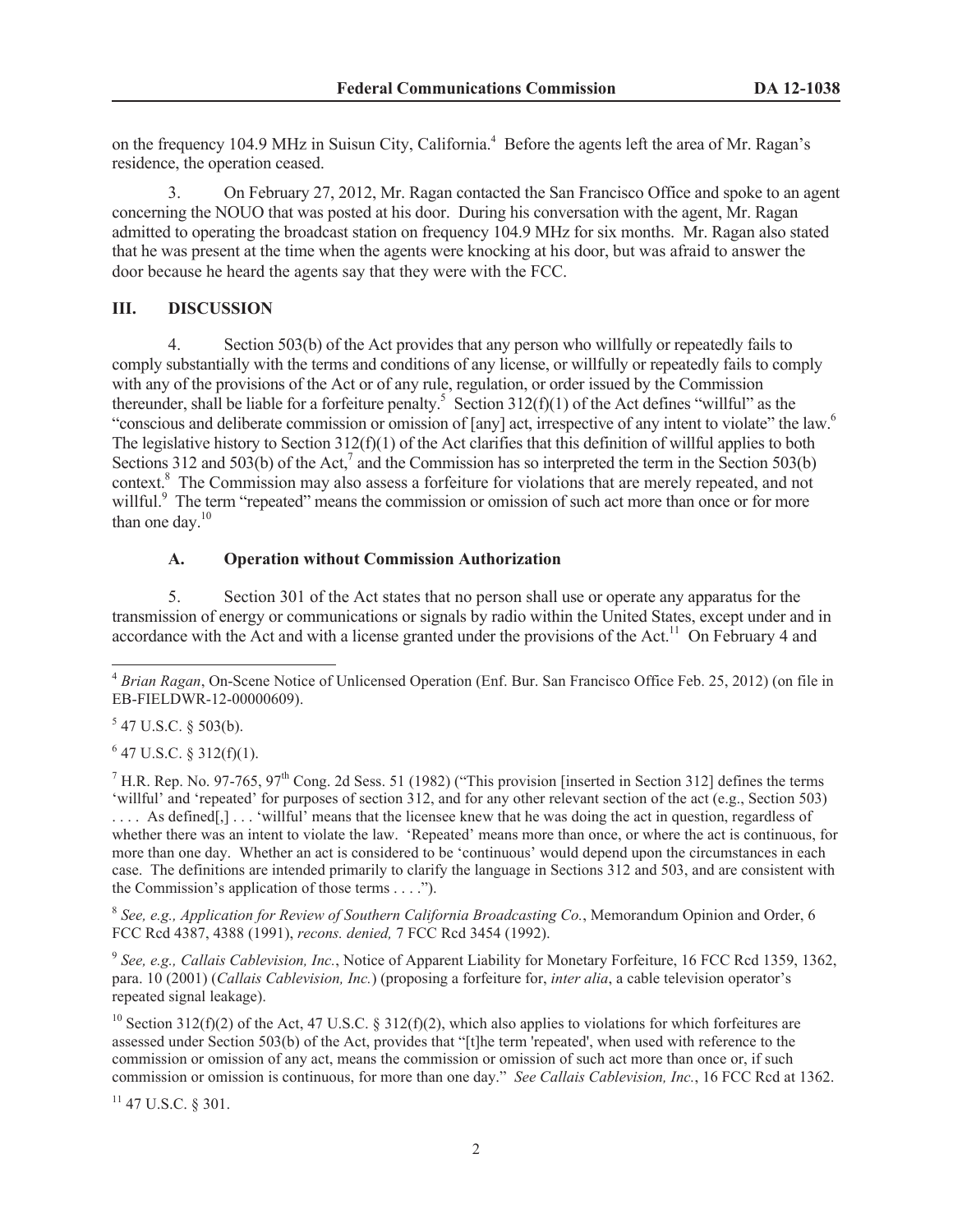on the frequency 104.9 MHz in Suisun City, California.[4] Before the agents left the area of Mr. Ragan's residence, the operation ceased.

3. On February 27, 2012, Mr. Ragan contacted the San Francisco Office and spoke to an agent concerning the NOUO that was posted at his door. During his conversation with the agent, Mr. Ragan admitted to operating the broadcast station on frequency 104.9 MHz for six months. Mr. Ragan also stated that he was present at the time when the agents were knocking at his door, but was afraid to answer the door because he heard the agents say that they were with the FCC.

## III. DISCUSSION

4. Section 503(b) of the Act provides that any person who willfully or repeatedly fails to comply substantially with the terms and conditions of any license, or willfully or repeatedly fails to comply with any of the provisions of the Act or of any rule, regulation, or order issued by the Commission thereunder, shall be liable for a forfeiture penalty.[5] Section 312(f)(1) of the Act defines "willful" as the "conscious and deliberate commission or omission of [any] act, irrespective of any intent to violate" the law.[6] The legislative history to Section 312(f)(1) of the Act clarifies that this definition of willful applies to both Sections 312 and 503(b) of the Act,[7] and the Commission has so interpreted the term in the Section 503(b) context.[8] The Commission may also assess a forfeiture for violations that are merely repeated, and not willful.[9] The term "repeated" means the commission or omission of such act more than once or for more than one day.[10]

### A. Operation without Commission Authorization

5. Section 301 of the Act states that no person shall use or operate any apparatus for the transmission of energy or communications or signals by radio within the United States, except under and in accordance with the Act and with a license granted under the provisions of the Act.[11] On February 4 and

---

[4] *Brian Ragan*, On-Scene Notice of Unlicensed Operation (Enf. Bur. San Francisco Office Feb. 25, 2012) (on file in EB-FIELDWR-12-00000609).

[5] 47 U.S.C. § 503(b).

[6] 47 U.S.C. § 312(f)(1).

[7] H.R. Rep. No. 97-765, 97th Cong. 2d Sess. 51 (1982) ("This provision [inserted in Section 312] defines the terms 'willful' and 'repeated' for purposes of section 312, and for any other relevant section of the act (e.g., Section 503) . . . . As defined[,] . . . 'willful' means that the licensee knew that he was doing the act in question, regardless of whether there was an intent to violate the law. 'Repeated' means more than once, or where the act is continuous, for more than one day. Whether an act is considered to be 'continuous' would depend upon the circumstances in each case. The definitions are intended primarily to clarify the language in Sections 312 and 503, and are consistent with the Commission's application of those terms . . . .").

[8] *See, e.g., Application for Review of Southern California Broadcasting Co.*, Memorandum Opinion and Order, 6 FCC Rcd 4387, 4388 (1991), *recons. denied,* 7 FCC Rcd 3454 (1992).

[9] *See, e.g., Callais Cablevision, Inc.*, Notice of Apparent Liability for Monetary Forfeiture, 16 FCC Rcd 1359, 1362, para. 10 (2001) (*Callais Cablevision, Inc.*) (proposing a forfeiture for, *inter alia*, a cable television operator's repeated signal leakage).

[10] Section 312(f)(2) of the Act, 47 U.S.C. § 312(f)(2), which also applies to violations for which forfeitures are assessed under Section 503(b) of the Act, provides that "[t]he term 'repeated', when used with reference to the commission or omission of any act, means the commission or omission of such act more than once or, if such commission or omission is continuous, for more than one day." *See Callais Cablevision, Inc.*, 16 FCC Rcd at 1362.

[11] 47 U.S.C. § 301.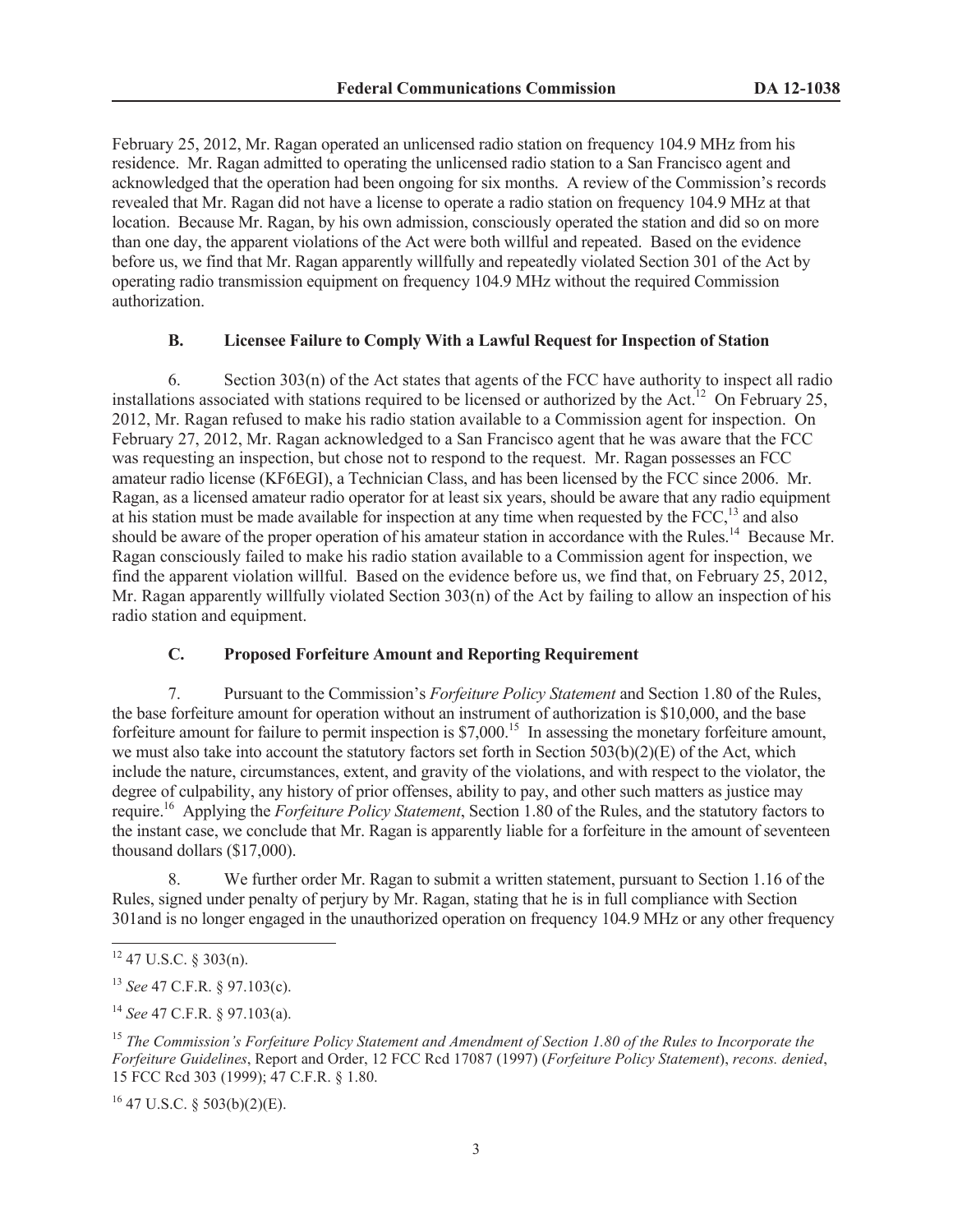February 25, 2012, Mr. Ragan operated an unlicensed radio station on frequency 104.9 MHz from his residence. Mr. Ragan admitted to operating the unlicensed radio station to a San Francisco agent and acknowledged that the operation had been ongoing for six months. A review of the Commission's records revealed that Mr. Ragan did not have a license to operate a radio station on frequency 104.9 MHz at that location. Because Mr. Ragan, by his own admission, consciously operated the station and did so on more than one day, the apparent violations of the Act were both willful and repeated. Based on the evidence before us, we find that Mr. Ragan apparently willfully and repeatedly violated Section 301 of the Act by operating radio transmission equipment on frequency 104.9 MHz without the required Commission authorization.

### B. Licensee Failure to Comply With a Lawful Request for Inspection of Station

6. Section 303(n) of the Act states that agents of the FCC have authority to inspect all radio installations associated with stations required to be licensed or authorized by the Act.[12] On February 25, 2012, Mr. Ragan refused to make his radio station available to a Commission agent for inspection. On February 27, 2012, Mr. Ragan acknowledged to a San Francisco agent that he was aware that the FCC was requesting an inspection, but chose not to respond to the request. Mr. Ragan possesses an FCC amateur radio license (KF6EGI), a Technician Class, and has been licensed by the FCC since 2006. Mr. Ragan, as a licensed amateur radio operator for at least six years, should be aware that any radio equipment at his station must be made available for inspection at any time when requested by the FCC,[13] and also should be aware of the proper operation of his amateur station in accordance with the Rules.[14] Because Mr. Ragan consciously failed to make his radio station available to a Commission agent for inspection, we find the apparent violation willful. Based on the evidence before us, we find that, on February 25, 2012, Mr. Ragan apparently willfully violated Section 303(n) of the Act by failing to allow an inspection of his radio station and equipment.

### C. Proposed Forfeiture Amount and Reporting Requirement

7. Pursuant to the Commission's *Forfeiture Policy Statement* and Section 1.80 of the Rules, the base forfeiture amount for operation without an instrument of authorization is $10,000, and the base forfeiture amount for failure to permit inspection is $7,000.[15] In assessing the monetary forfeiture amount, we must also take into account the statutory factors set forth in Section 503(b)(2)(E) of the Act, which include the nature, circumstances, extent, and gravity of the violations, and with respect to the violator, the degree of culpability, any history of prior offenses, ability to pay, and other such matters as justice may require.[16] Applying the *Forfeiture Policy Statement*, Section 1.80 of the Rules, and the statutory factors to the instant case, we conclude that Mr. Ragan is apparently liable for a forfeiture in the amount of seventeen thousand dollars ($17,000).

8. We further order Mr. Ragan to submit a written statement, pursuant to Section 1.16 of the Rules, signed under penalty of perjury by Mr. Ragan, stating that he is in full compliance with Section 301and is no longer engaged in the unauthorized operation on frequency 104.9 MHz or any other frequency

---

[12] 47 U.S.C. § 303(n).

[13] *See* 47 C.F.R. § 97.103(c).

[14] *See* 47 C.F.R. § 97.103(a).

[15] *The Commission's Forfeiture Policy Statement and Amendment of Section 1.80 of the Rules to Incorporate the Forfeiture Guidelines*, Report and Order, 12 FCC Rcd 17087 (1997) (*Forfeiture Policy Statement*), *recons. denied*, 15 FCC Rcd 303 (1999); 47 C.F.R. § 1.80.

[16] 47 U.S.C. § 503(b)(2)(E).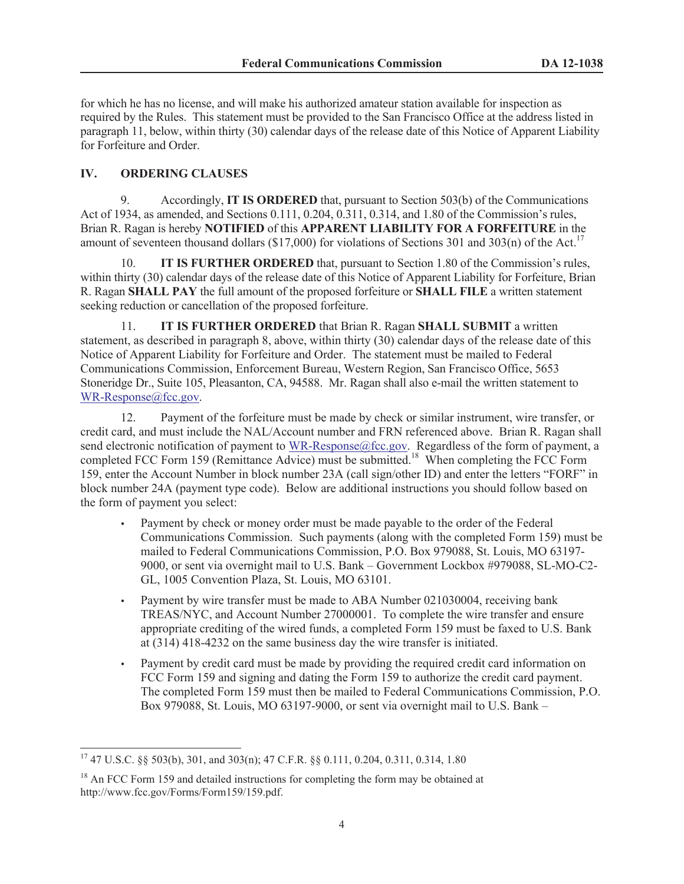for which he has no license, and will make his authorized amateur station available for inspection as required by the Rules. This statement must be provided to the San Francisco Office at the address listed in paragraph 11, below, within thirty (30) calendar days of the release date of this Notice of Apparent Liability for Forfeiture and Order.

## IV. ORDERING CLAUSES

9. Accordingly, **IT IS ORDERED** that, pursuant to Section 503(b) of the Communications Act of 1934, as amended, and Sections 0.111, 0.204, 0.311, 0.314, and 1.80 of the Commission's rules, Brian R. Ragan is hereby **NOTIFIED** of this **APPARENT LIABILITY FOR A FORFEITURE** in the amount of seventeen thousand dollars ($17,000) for violations of Sections 301 and 303(n) of the Act.[17]

10. **IT IS FURTHER ORDERED** that, pursuant to Section 1.80 of the Commission's rules, within thirty (30) calendar days of the release date of this Notice of Apparent Liability for Forfeiture, Brian R. Ragan **SHALL PAY** the full amount of the proposed forfeiture or **SHALL FILE** a written statement seeking reduction or cancellation of the proposed forfeiture.

11. **IT IS FURTHER ORDERED** that Brian R. Ragan **SHALL SUBMIT** a written statement, as described in paragraph 8, above, within thirty (30) calendar days of the release date of this Notice of Apparent Liability for Forfeiture and Order. The statement must be mailed to Federal Communications Commission, Enforcement Bureau, Western Region, San Francisco Office, 5653 Stoneridge Dr., Suite 105, Pleasanton, CA, 94588. Mr. Ragan shall also e-mail the written statement to WR-Response@fcc.gov.

12. Payment of the forfeiture must be made by check or similar instrument, wire transfer, or credit card, and must include the NAL/Account number and FRN referenced above. Brian R. Ragan shall send electronic notification of payment to WR-Response@fcc.gov. Regardless of the form of payment, a completed FCC Form 159 (Remittance Advice) must be submitted.[18] When completing the FCC Form 159, enter the Account Number in block number 23A (call sign/other ID) and enter the letters "FORF" in block number 24A (payment type code). Below are additional instructions you should follow based on the form of payment you select:

- Payment by check or money order must be made payable to the order of the Federal Communications Commission. Such payments (along with the completed Form 159) must be mailed to Federal Communications Commission, P.O. Box 979088, St. Louis, MO 63197-9000, or sent via overnight mail to U.S. Bank – Government Lockbox #979088, SL-MO-C2-GL, 1005 Convention Plaza, St. Louis, MO 63101.
- Payment by wire transfer must be made to ABA Number 021030004, receiving bank TREAS/NYC, and Account Number 27000001. To complete the wire transfer and ensure appropriate crediting of the wired funds, a completed Form 159 must be faxed to U.S. Bank at (314) 418-4232 on the same business day the wire transfer is initiated.
- Payment by credit card must be made by providing the required credit card information on FCC Form 159 and signing and dating the Form 159 to authorize the credit card payment. The completed Form 159 must then be mailed to Federal Communications Commission, P.O. Box 979088, St. Louis, MO 63197-9000, or sent via overnight mail to U.S. Bank –

---

[17] 47 U.S.C. §§ 503(b), 301, and 303(n); 47 C.F.R. §§ 0.111, 0.204, 0.311, 0.314, 1.80

[18] An FCC Form 159 and detailed instructions for completing the form may be obtained at http://www.fcc.gov/Forms/Form159/159.pdf.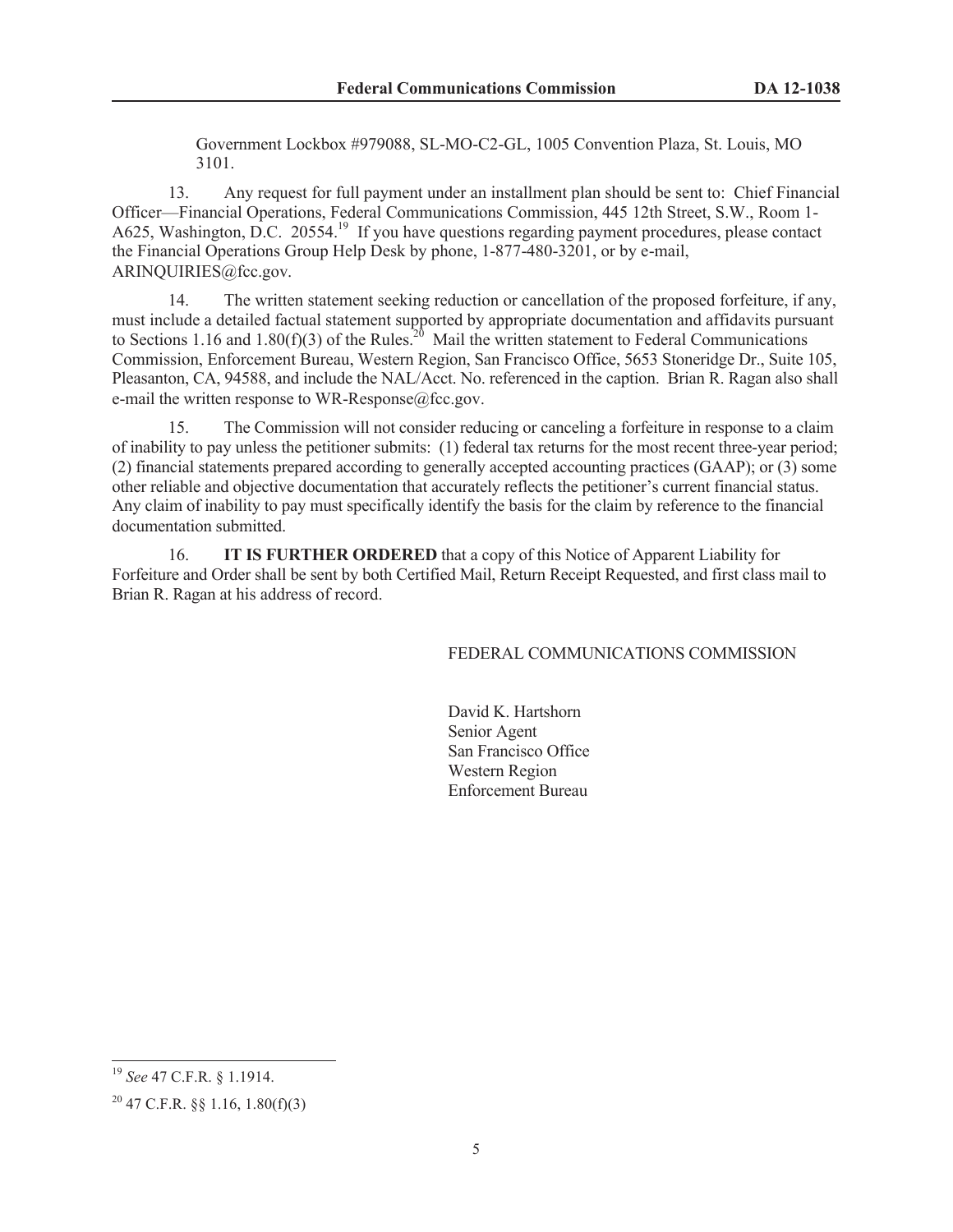Government Lockbox #979088, SL-MO-C2-GL, 1005 Convention Plaza, St. Louis, MO 3101.

13. Any request for full payment under an installment plan should be sent to: Chief Financial Officer—Financial Operations, Federal Communications Commission, 445 12th Street, S.W., Room 1-A625, Washington, D.C. 20554.[19] If you have questions regarding payment procedures, please contact the Financial Operations Group Help Desk by phone, 1-877-480-3201, or by e-mail, ARINQUIRIES@fcc.gov.

14. The written statement seeking reduction or cancellation of the proposed forfeiture, if any, must include a detailed factual statement supported by appropriate documentation and affidavits pursuant to Sections 1.16 and 1.80(f)(3) of the Rules.[20] Mail the written statement to Federal Communications Commission, Enforcement Bureau, Western Region, San Francisco Office, 5653 Stoneridge Dr., Suite 105, Pleasanton, CA, 94588, and include the NAL/Acct. No. referenced in the caption. Brian R. Ragan also shall e-mail the written response to WR-Response@fcc.gov.

15. The Commission will not consider reducing or canceling a forfeiture in response to a claim of inability to pay unless the petitioner submits: (1) federal tax returns for the most recent three-year period; (2) financial statements prepared according to generally accepted accounting practices (GAAP); or (3) some other reliable and objective documentation that accurately reflects the petitioner's current financial status. Any claim of inability to pay must specifically identify the basis for the claim by reference to the financial documentation submitted.

16. **IT IS FURTHER ORDERED** that a copy of this Notice of Apparent Liability for Forfeiture and Order shall be sent by both Certified Mail, Return Receipt Requested, and first class mail to Brian R. Ragan at his address of record.

FEDERAL COMMUNICATIONS COMMISSION

David K. Hartshorn
Senior Agent
San Francisco Office
Western Region
Enforcement Bureau

---

[19] *See* 47 C.F.R. § 1.1914.

[20] 47 C.F.R. §§ 1.16, 1.80(f)(3)